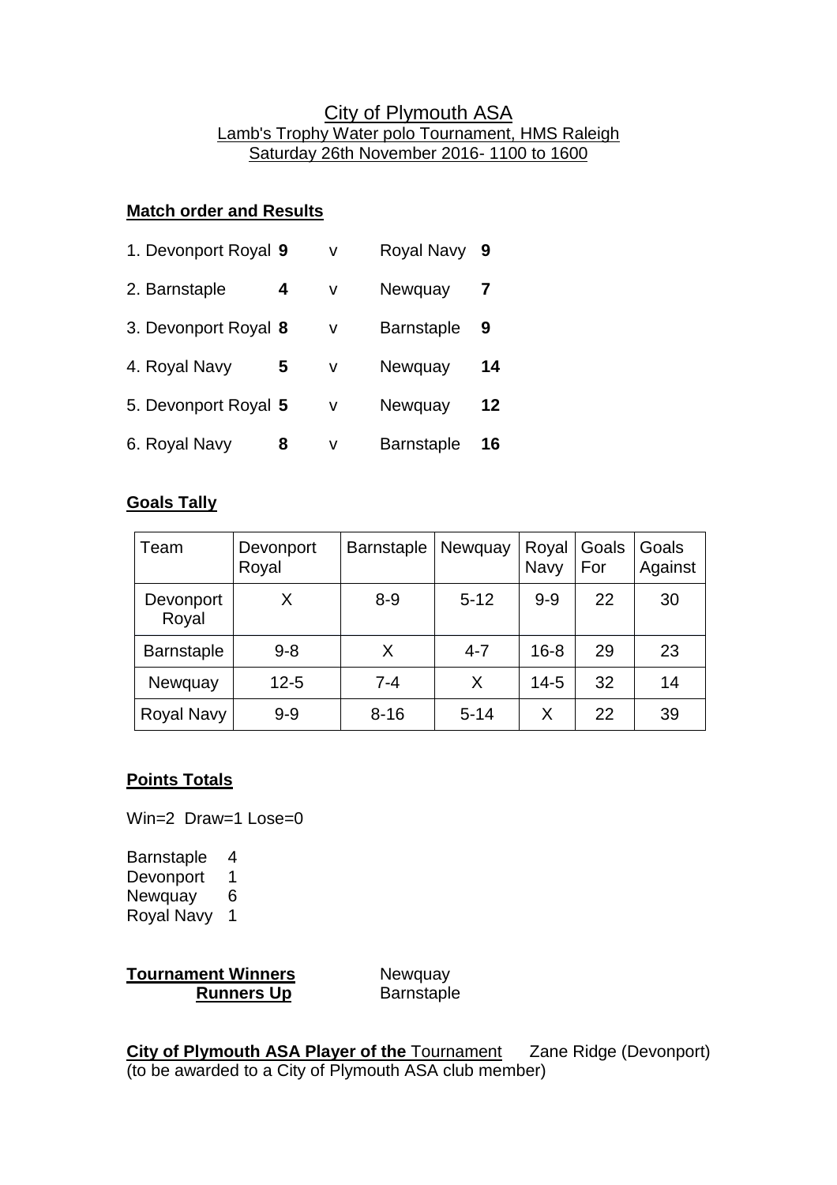# City of Plymouth ASA

## Lamb's Trophy Water polo Tournament, HMS Raleigh

## Saturday 26th November 2016- 1100 to 1600

### Match order and Results

| | | | | |
|---|---|---|---|---|
| 1. Devonport Royal | **9** | v | Royal Navy | **9** |
| 2. Barnstaple | **4** | v | Newquay | **7** |
| 3. Devonport Royal | **8** | v | Barnstaple | **9** |
| 4. Royal Navy | **5** | v | Newquay | **14** |
| 5. Devonport Royal | **5** | v | Newquay | **12** |
| 6. Royal Navy | **8** | v | Barnstaple | **16** |

### Goals Tally

| Team | Devonport Royal | Barnstaple | Newquay | Royal Navy | Goals For | Goals Against |
|---|---|---|---|---|---|---|
| Devonport Royal | X | 8-9 | 5-12 | 9-9 | 22 | 30 |
| Barnstaple | 9-8 | X | 4-7 | 16-8 | 29 | 23 |
| Newquay | 12-5 | 7-4 | X | 14-5 | 32 | 14 |
| Royal Navy | 9-9 | 8-16 | 5-14 | X | 22 | 39 |

### Points Totals

Win=2 Draw=1 Lose=0

Barnstaple 4
Devonport 1
Newquay 6
Royal Navy 1

**Tournament Winners** Newquay
**Runners Up** Barnstaple

**City of Plymouth ASA Player of the** Tournament Zane Ridge (Devonport)
(to be awarded to a City of Plymouth ASA club member)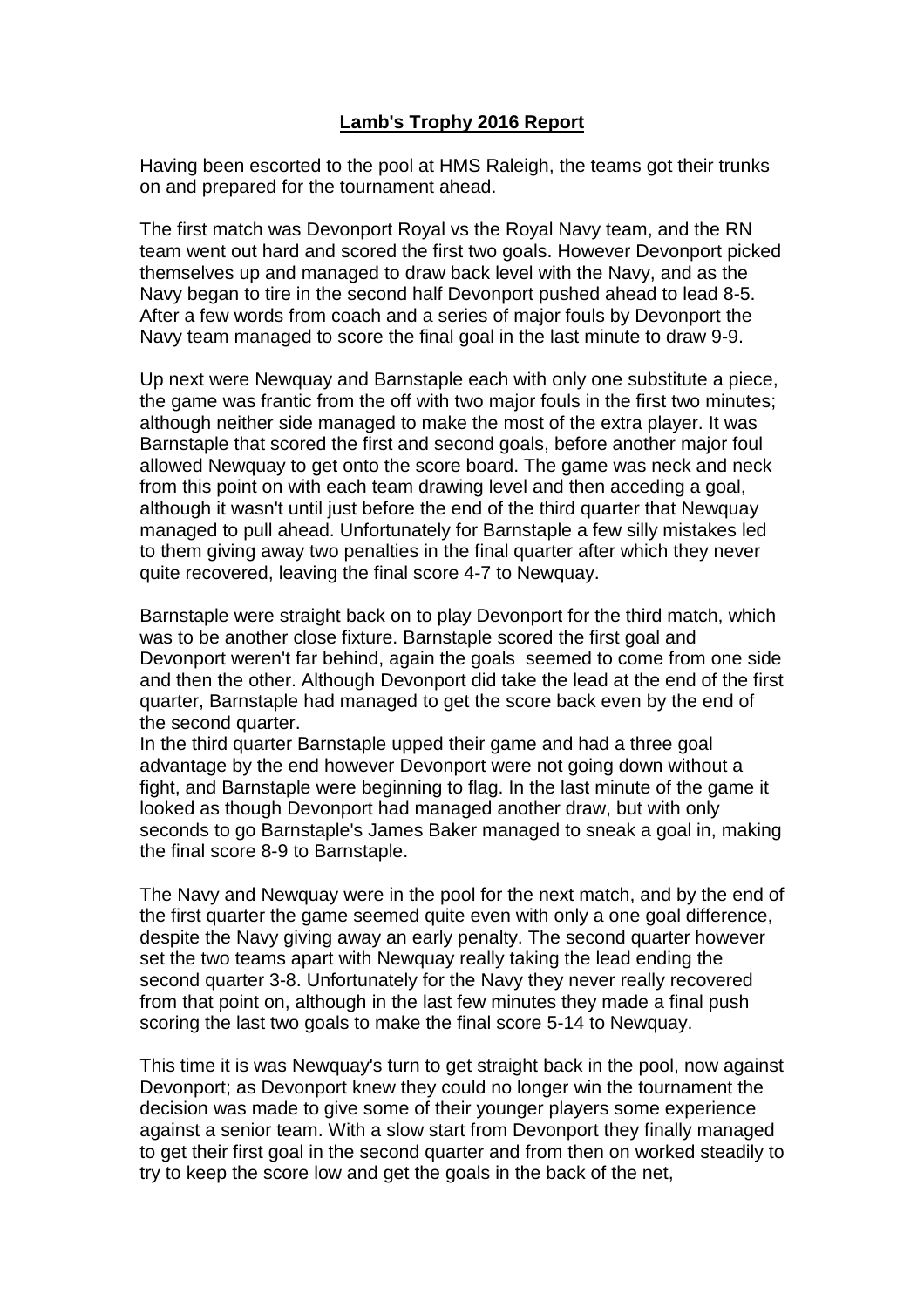## **Lamb's Trophy 2016 Report**

Having been escorted to the pool at HMS Raleigh, the teams got their trunks on and prepared for the tournament ahead.

The first match was Devonport Royal vs the Royal Navy team, and the RN team went out hard and scored the first two goals. However Devonport picked themselves up and managed to draw back level with the Navy, and as the Navy began to tire in the second half Devonport pushed ahead to lead 8-5. After a few words from coach and a series of major fouls by Devonport the Navy team managed to score the final goal in the last minute to draw 9-9.

Up next were Newquay and Barnstaple each with only one substitute a piece, the game was frantic from the off with two major fouls in the first two minutes; although neither side managed to make the most of the extra player. It was Barnstaple that scored the first and second goals, before another major foul allowed Newquay to get onto the score board. The game was neck and neck from this point on with each team drawing level and then acceding a goal, although it wasn't until just before the end of the third quarter that Newquay managed to pull ahead. Unfortunately for Barnstaple a few silly mistakes led to them giving away two penalties in the final quarter after which they never quite recovered, leaving the final score 4-7 to Newquay.

Barnstaple were straight back on to play Devonport for the third match, which was to be another close fixture. Barnstaple scored the first goal and Devonport weren't far behind, again the goals seemed to come from one side and then the other. Although Devonport did take the lead at the end of the first quarter, Barnstaple had managed to get the score back even by the end of the second quarter.
In the third quarter Barnstaple upped their game and had a three goal advantage by the end however Devonport were not going down without a fight, and Barnstaple were beginning to flag. In the last minute of the game it looked as though Devonport had managed another draw, but with only seconds to go Barnstaple's James Baker managed to sneak a goal in, making the final score 8-9 to Barnstaple.

The Navy and Newquay were in the pool for the next match, and by the end of the first quarter the game seemed quite even with only a one goal difference, despite the Navy giving away an early penalty. The second quarter however set the two teams apart with Newquay really taking the lead ending the second quarter 3-8. Unfortunately for the Navy they never really recovered from that point on, although in the last few minutes they made a final push scoring the last two goals to make the final score 5-14 to Newquay.

This time it is was Newquay's turn to get straight back in the pool, now against Devonport; as Devonport knew they could no longer win the tournament the decision was made to give some of their younger players some experience against a senior team. With a slow start from Devonport they finally managed to get their first goal in the second quarter and from then on worked steadily to try to keep the score low and get the goals in the back of the net,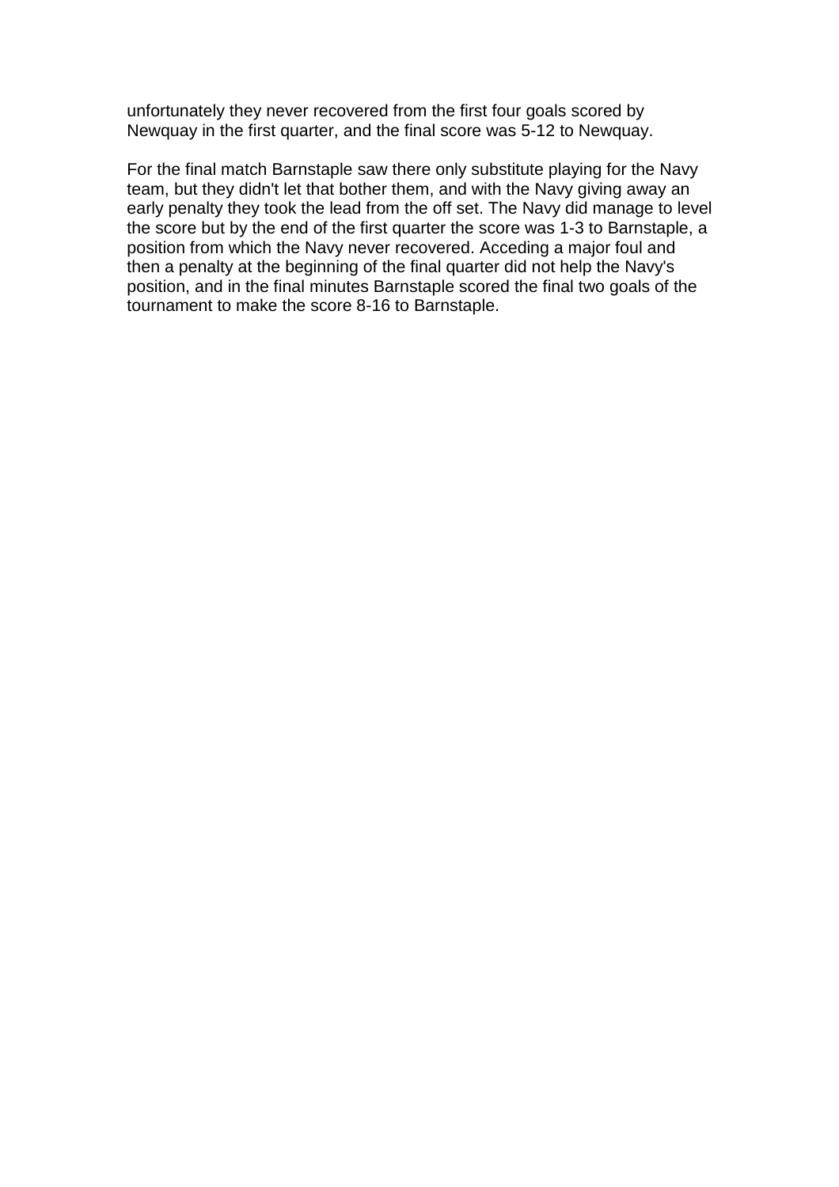unfortunately they never recovered from the first four goals scored by Newquay in the first quarter, and the final score was 5-12 to Newquay.

For the final match Barnstaple saw there only substitute playing for the Navy team, but they didn't let that bother them, and with the Navy giving away an early penalty they took the lead from the off set. The Navy did manage to level the score but by the end of the first quarter the score was 1-3 to Barnstaple, a position from which the Navy never recovered. Acceding a major foul and then a penalty at the beginning of the final quarter did not help the Navy's position, and in the final minutes Barnstaple scored the final two goals of the tournament to make the score 8-16 to Barnstaple.